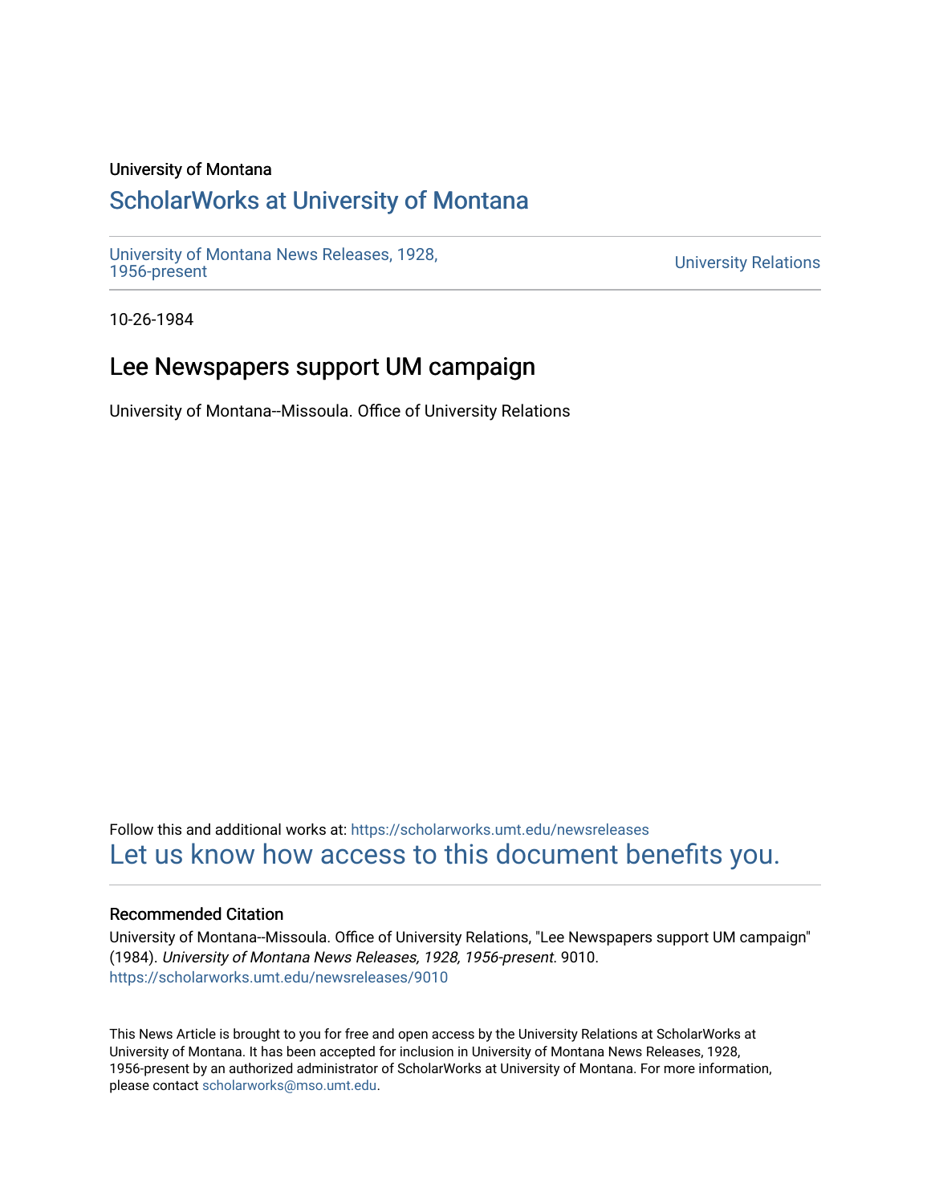University of Montana

# ScholarWorks at University of Montana

University of Montana News Releases, 1928, 1956-present

University Relations

10-26-1984

## Lee Newspapers support UM campaign

University of Montana--Missoula. Office of University Relations

Follow this and additional works at: https://scholarworks.umt.edu/newsreleases

Let us know how access to this document benefits you.

### Recommended Citation

University of Montana--Missoula. Office of University Relations, "Lee Newspapers support UM campaign" (1984). *University of Montana News Releases, 1928, 1956-present*. 9010. https://scholarworks.umt.edu/newsreleases/9010

This News Article is brought to you for free and open access by the University Relations at ScholarWorks at University of Montana. It has been accepted for inclusion in University of Montana News Releases, 1928, 1956-present by an authorized administrator of ScholarWorks at University of Montana. For more information, please contact scholarworks@mso.umt.edu.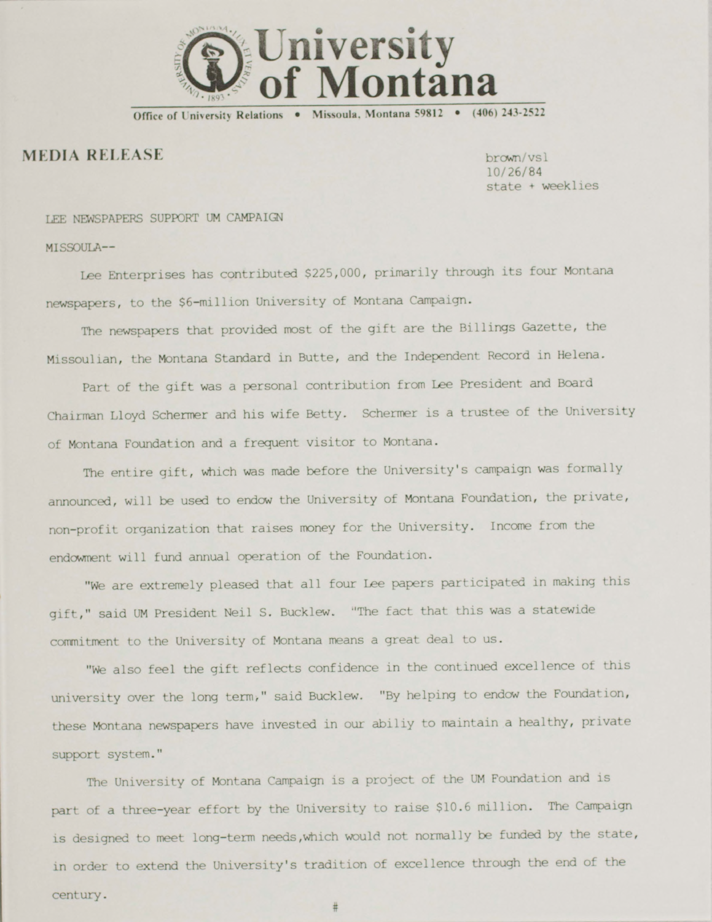# University of Montana

Office of University Relations • Missoula, Montana 59812 • (406) 243-2522

## MEDIA RELEASE

brown/vsl
10/26/84
state + weeklies

LEE NEWSPAPERS SUPPORT UM CAMPAIGN

MISSOULA--

Lee Enterprises has contributed $225,000, primarily through its four Montana newspapers, to the $6-million University of Montana Campaign.

The newspapers that provided most of the gift are the Billings Gazette, the Missoulian, the Montana Standard in Butte, and the Independent Record in Helena.

Part of the gift was a personal contribution from Lee President and Board Chairman Lloyd Schermer and his wife Betty. Schermer is a trustee of the University of Montana Foundation and a frequent visitor to Montana.

The entire gift, which was made before the University's campaign was formally announced, will be used to endow the University of Montana Foundation, the private, non-profit organization that raises money for the University. Income from the endowment will fund annual operation of the Foundation.

"We are extremely pleased that all four Lee papers participated in making this gift," said UM President Neil S. Bucklew. "The fact that this was a statewide commitment to the University of Montana means a great deal to us.

"We also feel the gift reflects confidence in the continued excellence of this university over the long term," said Bucklew. "By helping to endow the Foundation, these Montana newspapers have invested in our abiliy to maintain a healthy, private support system."

The University of Montana Campaign is a project of the UM Foundation and is part of a three-year effort by the University to raise $10.6 million. The Campaign is designed to meet long-term needs,which would not normally be funded by the state, in order to extend the University's tradition of excellence through the end of the century.

#